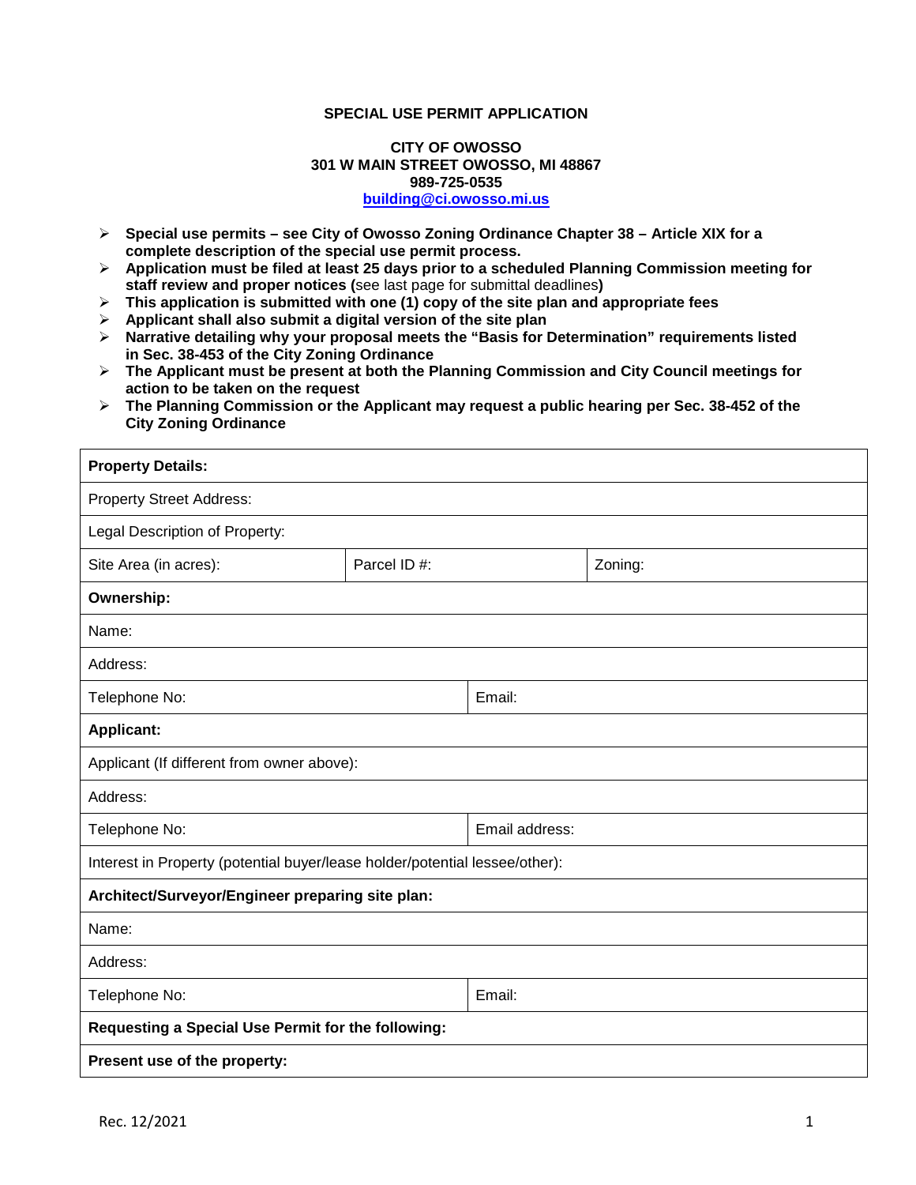**SPECIAL USE PERMIT APPLICATION**

**CITY OF OWOSSO**
**301 W MAIN STREET OWOSSO, MI 48867**
**989-725-0535**
**building@ci.owosso.mi.us**

- **Special use permits – see City of Owosso Zoning Ordinance Chapter 38 – Article XIX for a complete description of the special use permit process.**
- **Application must be filed at least 25 days prior to a scheduled Planning Commission meeting for staff review and proper notices (**see last page for submittal deadlines**)**
- **This application is submitted with one (1) copy of the site plan and appropriate fees**
- **Applicant shall also submit a digital version of the site plan**
- **Narrative detailing why your proposal meets the "Basis for Determination" requirements listed in Sec. 38-453 of the City Zoning Ordinance**
- **The Applicant must be present at both the Planning Commission and City Council meetings for action to be taken on the request**
- **The Planning Commission or the Applicant may request a public hearing per Sec. 38-452 of the City Zoning Ordinance**

| **Property Details:** | | |
|---|---|---|
| Property Street Address: | | |
| Legal Description of Property: | | |
| Site Area (in acres): | Parcel ID #: | Zoning: |
| **Ownership:** | | |
| Name: | | |
| Address: | | |
| Telephone No: | Email: | |
| **Applicant:** | | |
| Applicant (If different from owner above): | | |
| Address: | | |
| Telephone No: | Email address: | |
| Interest in Property (potential buyer/lease holder/potential lessee/other): | | |
| **Architect/Surveyor/Engineer preparing site plan:** | | |
| Name: | | |
| Address: | | |
| Telephone No: | Email: | |
| **Requesting a Special Use Permit for the following:** | | |
| **Present use of the property:** | | |

Rec. 12/2021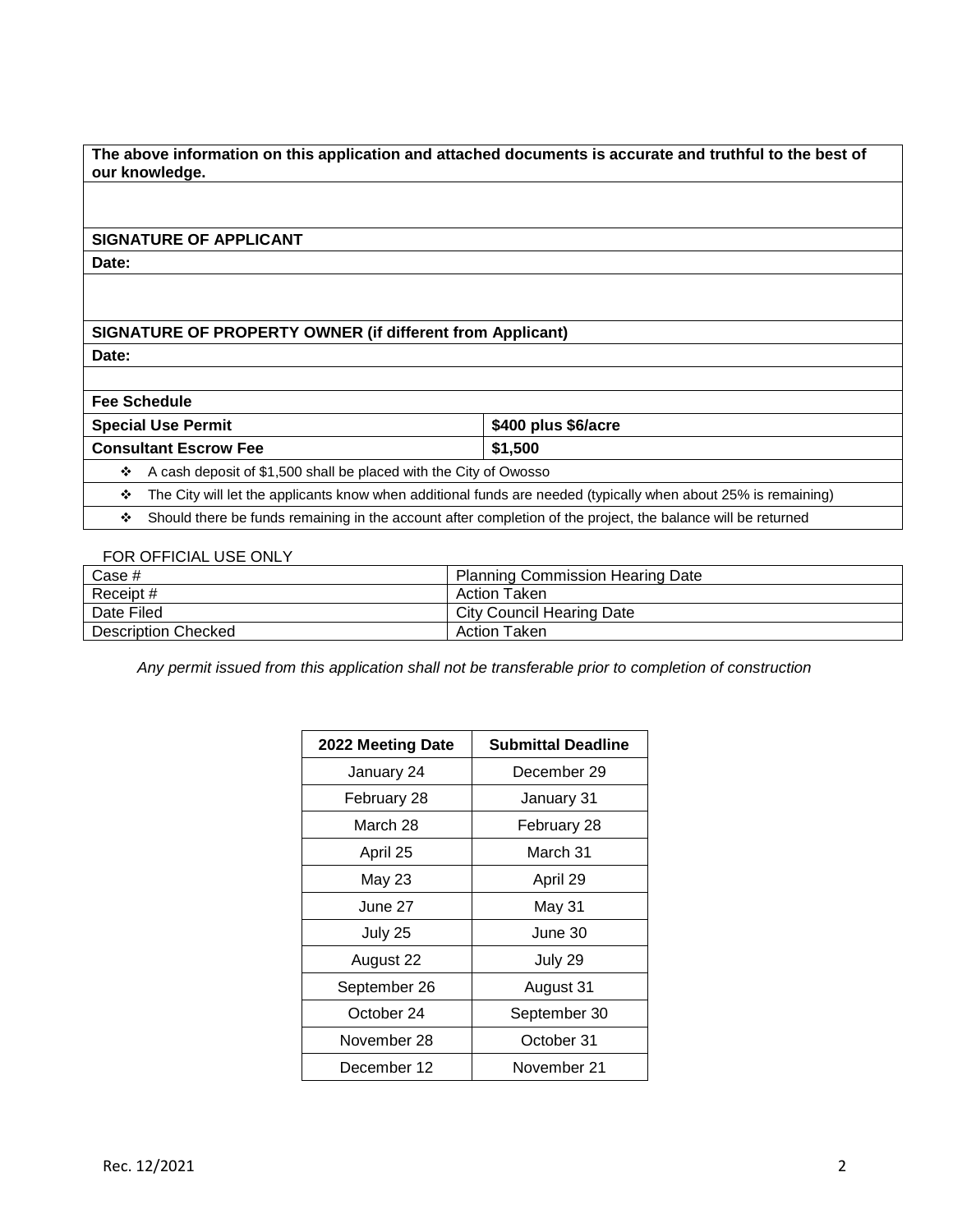| |
|---|
| **The above information on this application and attached documents is accurate and truthful to the best of our knowledge.** |
| |
| **SIGNATURE OF APPLICANT** |
| **Date:** |
| |
| **SIGNATURE OF PROPERTY OWNER (if different from Applicant)** |
| **Date:** |

| | |
|---|---|
| **Fee Schedule** | |
| **Special Use Permit** | **$400 plus $6/acre** |
| **Consultant Escrow Fee** | **$1,500** |

- A cash deposit of $1,500 shall be placed with the City of Owosso
- The City will let the applicants know when additional funds are needed (typically when about 25% is remaining)
- Should there be funds remaining in the account after completion of the project, the balance will be returned

FOR OFFICIAL USE ONLY

| | |
|---|---|
| Case # | Planning Commission Hearing Date |
| Receipt # | Action Taken |
| Date Filed | City Council Hearing Date |
| Description Checked | Action Taken |

*Any permit issued from this application shall not be transferable prior to completion of construction*

| 2022 Meeting Date | Submittal Deadline |
|---|---|
| January 24 | December 29 |
| February 28 | January 31 |
| March 28 | February 28 |
| April 25 | March 31 |
| May 23 | April 29 |
| June 27 | May 31 |
| July 25 | June 30 |
| August 22 | July 29 |
| September 26 | August 31 |
| October 24 | September 30 |
| November 28 | October 31 |
| December 12 | November 21 |

Rec. 12/2021